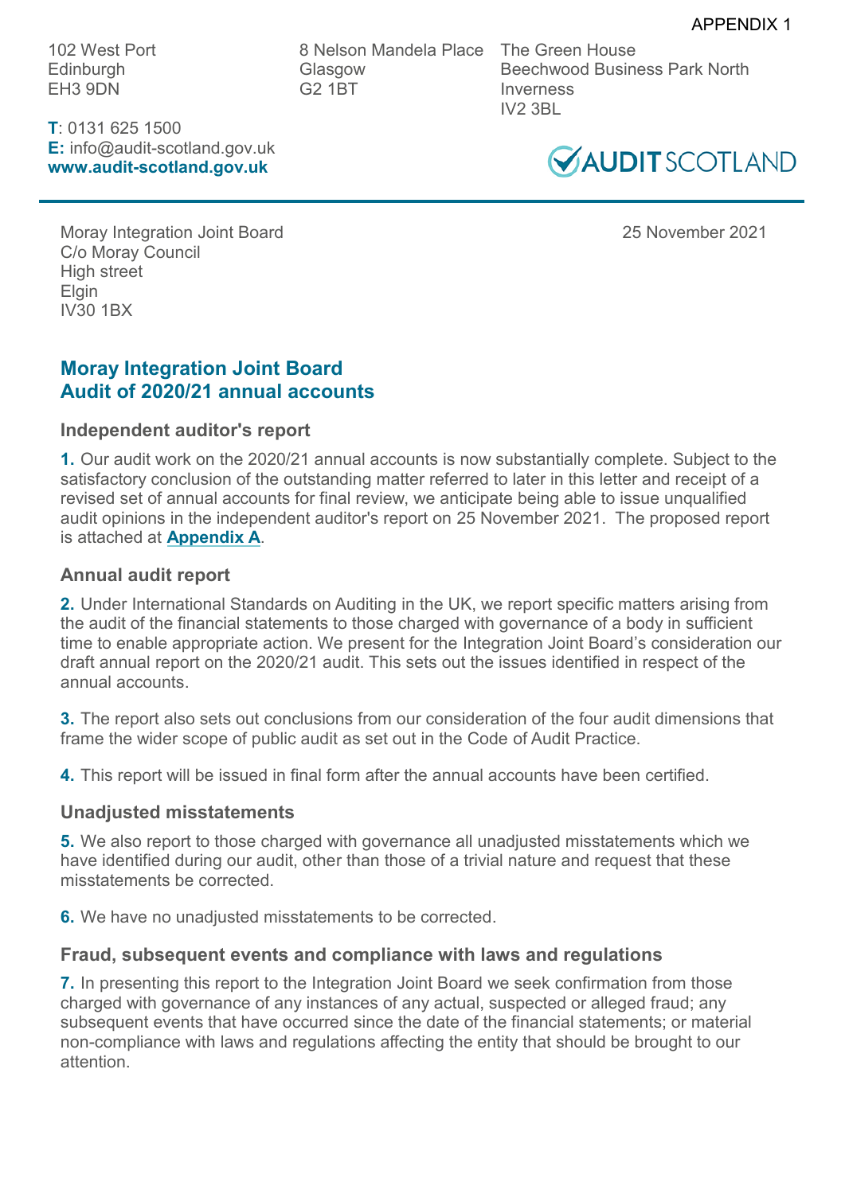APPENDIX 1

102 West Port
Edinburgh
EH3 9DN

8 Nelson Mandela Place
Glasgow
G2 1BT

The Green House
Beechwood Business Park North
Inverness
IV2 3BL

**T**: 0131 625 1500
**E:** info@audit-scotland.gov.uk
**www.audit-scotland.gov.uk**

AUDIT SCOTLAND

Moray Integration Joint Board
C/o Moray Council
High street
Elgin
IV30 1BX

25 November 2021

## Moray Integration Joint Board
## Audit of 2020/21 annual accounts

### Independent auditor's report

**1.** Our audit work on the 2020/21 annual accounts is now substantially complete. Subject to the satisfactory conclusion of the outstanding matter referred to later in this letter and receipt of a revised set of annual accounts for final review, we anticipate being able to issue unqualified audit opinions in the independent auditor's report on 25 November 2021. The proposed report is attached at **Appendix A**.

### Annual audit report

**2.** Under International Standards on Auditing in the UK, we report specific matters arising from the audit of the financial statements to those charged with governance of a body in sufficient time to enable appropriate action. We present for the Integration Joint Board's consideration our draft annual report on the 2020/21 audit. This sets out the issues identified in respect of the annual accounts.

**3.** The report also sets out conclusions from our consideration of the four audit dimensions that frame the wider scope of public audit as set out in the Code of Audit Practice.

**4.** This report will be issued in final form after the annual accounts have been certified.

### Unadjusted misstatements

**5.** We also report to those charged with governance all unadjusted misstatements which we have identified during our audit, other than those of a trivial nature and request that these misstatements be corrected.

**6.** We have no unadjusted misstatements to be corrected.

### Fraud, subsequent events and compliance with laws and regulations

**7.** In presenting this report to the Integration Joint Board we seek confirmation from those charged with governance of any instances of any actual, suspected or alleged fraud; any subsequent events that have occurred since the date of the financial statements; or material non-compliance with laws and regulations affecting the entity that should be brought to our attention.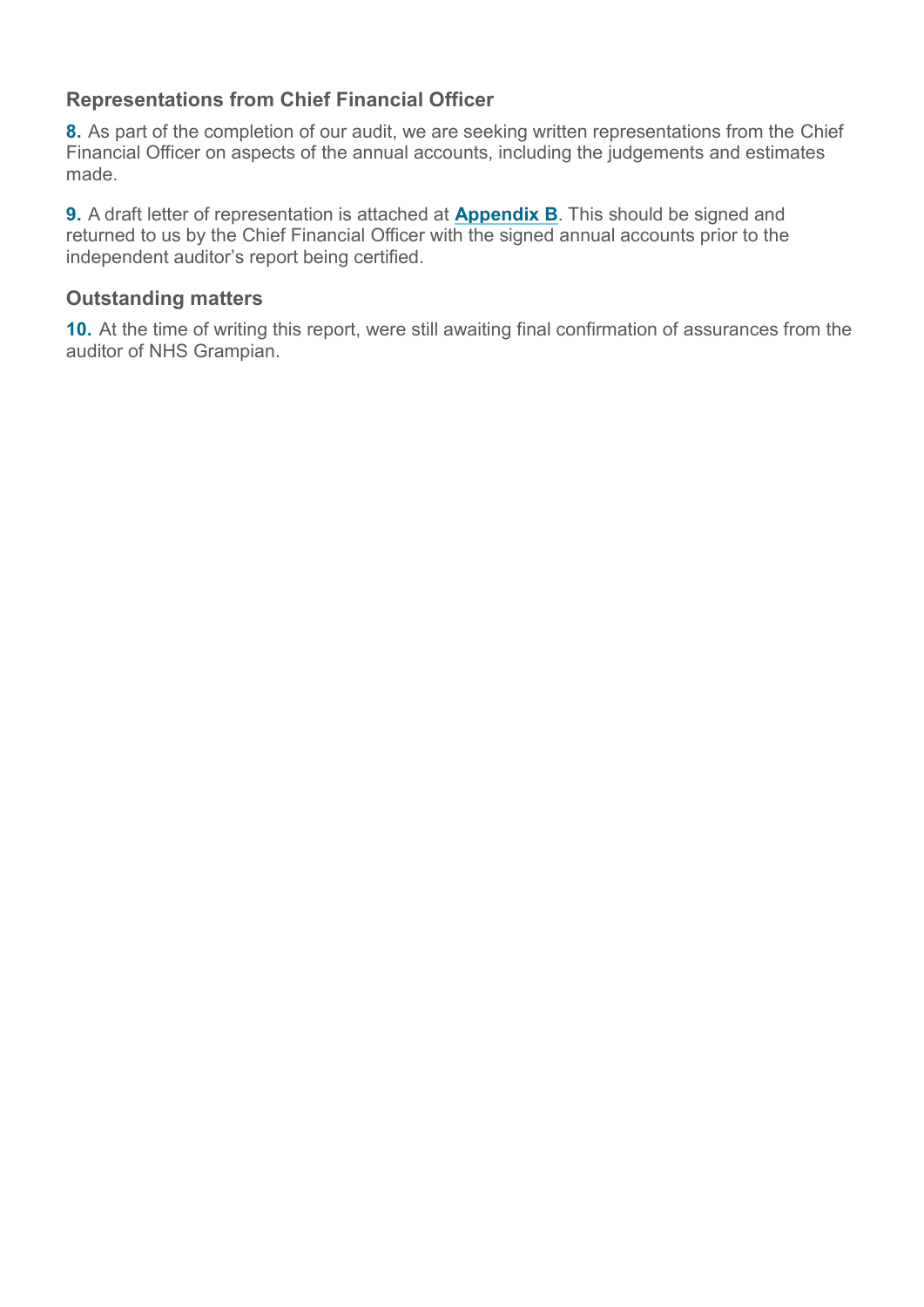## Representations from Chief Financial Officer

**8.** As part of the completion of our audit, we are seeking written representations from the Chief Financial Officer on aspects of the annual accounts, including the judgements and estimates made.

**9.** A draft letter of representation is attached at **Appendix B**. This should be signed and returned to us by the Chief Financial Officer with the signed annual accounts prior to the independent auditor's report being certified.

## Outstanding matters

**10.** At the time of writing this report, were still awaiting final confirmation of assurances from the auditor of NHS Grampian.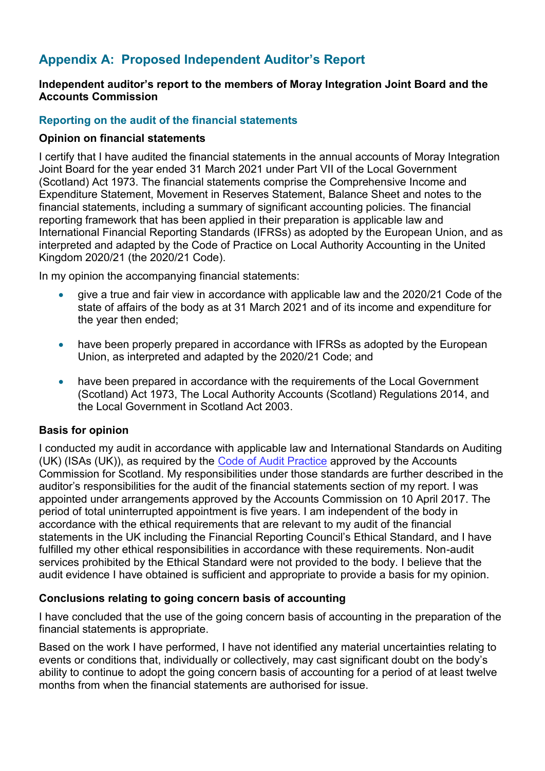## Appendix A: Proposed Independent Auditor's Report

**Independent auditor's report to the members of Moray Integration Joint Board and the Accounts Commission**

### Reporting on the audit of the financial statements

**Opinion on financial statements**

I certify that I have audited the financial statements in the annual accounts of Moray Integration Joint Board for the year ended 31 March 2021 under Part VII of the Local Government (Scotland) Act 1973. The financial statements comprise the Comprehensive Income and Expenditure Statement, Movement in Reserves Statement, Balance Sheet and notes to the financial statements, including a summary of significant accounting policies. The financial reporting framework that has been applied in their preparation is applicable law and International Financial Reporting Standards (IFRSs) as adopted by the European Union, and as interpreted and adapted by the Code of Practice on Local Authority Accounting in the United Kingdom 2020/21 (the 2020/21 Code).

In my opinion the accompanying financial statements:

- give a true and fair view in accordance with applicable law and the 2020/21 Code of the state of affairs of the body as at 31 March 2021 and of its income and expenditure for the year then ended;
- have been properly prepared in accordance with IFRSs as adopted by the European Union, as interpreted and adapted by the 2020/21 Code; and
- have been prepared in accordance with the requirements of the Local Government (Scotland) Act 1973, The Local Authority Accounts (Scotland) Regulations 2014, and the Local Government in Scotland Act 2003.

**Basis for opinion**

I conducted my audit in accordance with applicable law and International Standards on Auditing (UK) (ISAs (UK)), as required by the Code of Audit Practice approved by the Accounts Commission for Scotland. My responsibilities under those standards are further described in the auditor's responsibilities for the audit of the financial statements section of my report. I was appointed under arrangements approved by the Accounts Commission on 10 April 2017. The period of total uninterrupted appointment is five years. I am independent of the body in accordance with the ethical requirements that are relevant to my audit of the financial statements in the UK including the Financial Reporting Council's Ethical Standard, and I have fulfilled my other ethical responsibilities in accordance with these requirements. Non-audit services prohibited by the Ethical Standard were not provided to the body. I believe that the audit evidence I have obtained is sufficient and appropriate to provide a basis for my opinion.

**Conclusions relating to going concern basis of accounting**

I have concluded that the use of the going concern basis of accounting in the preparation of the financial statements is appropriate.

Based on the work I have performed, I have not identified any material uncertainties relating to events or conditions that, individually or collectively, may cast significant doubt on the body's ability to continue to adopt the going concern basis of accounting for a period of at least twelve months from when the financial statements are authorised for issue.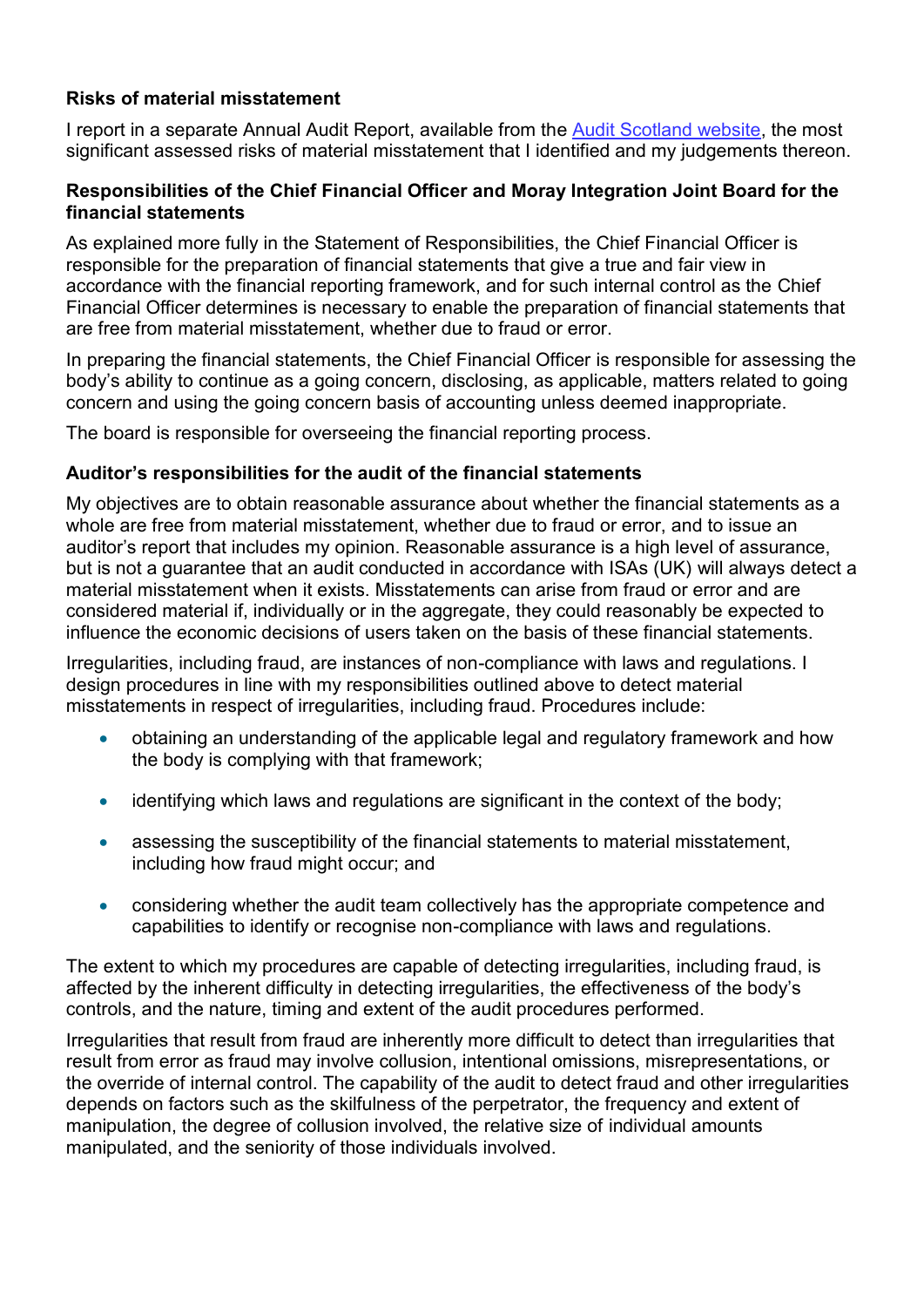**Risks of material misstatement**

I report in a separate Annual Audit Report, available from the [Audit Scotland website](https://www.audit-scotland.gov.uk/), the most significant assessed risks of material misstatement that I identified and my judgements thereon.

**Responsibilities of the Chief Financial Officer and Moray Integration Joint Board for the financial statements**

As explained more fully in the Statement of Responsibilities, the Chief Financial Officer is responsible for the preparation of financial statements that give a true and fair view in accordance with the financial reporting framework, and for such internal control as the Chief Financial Officer determines is necessary to enable the preparation of financial statements that are free from material misstatement, whether due to fraud or error.

In preparing the financial statements, the Chief Financial Officer is responsible for assessing the body's ability to continue as a going concern, disclosing, as applicable, matters related to going concern and using the going concern basis of accounting unless deemed inappropriate.

The board is responsible for overseeing the financial reporting process.

**Auditor's responsibilities for the audit of the financial statements**

My objectives are to obtain reasonable assurance about whether the financial statements as a whole are free from material misstatement, whether due to fraud or error, and to issue an auditor's report that includes my opinion. Reasonable assurance is a high level of assurance, but is not a guarantee that an audit conducted in accordance with ISAs (UK) will always detect a material misstatement when it exists. Misstatements can arise from fraud or error and are considered material if, individually or in the aggregate, they could reasonably be expected to influence the economic decisions of users taken on the basis of these financial statements.

Irregularities, including fraud, are instances of non-compliance with laws and regulations. I design procedures in line with my responsibilities outlined above to detect material misstatements in respect of irregularities, including fraud. Procedures include:

- obtaining an understanding of the applicable legal and regulatory framework and how the body is complying with that framework;
- identifying which laws and regulations are significant in the context of the body;
- assessing the susceptibility of the financial statements to material misstatement, including how fraud might occur; and
- considering whether the audit team collectively has the appropriate competence and capabilities to identify or recognise non-compliance with laws and regulations.

The extent to which my procedures are capable of detecting irregularities, including fraud, is affected by the inherent difficulty in detecting irregularities, the effectiveness of the body's controls, and the nature, timing and extent of the audit procedures performed.

Irregularities that result from fraud are inherently more difficult to detect than irregularities that result from error as fraud may involve collusion, intentional omissions, misrepresentations, or the override of internal control. The capability of the audit to detect fraud and other irregularities depends on factors such as the skilfulness of the perpetrator, the frequency and extent of manipulation, the degree of collusion involved, the relative size of individual amounts manipulated, and the seniority of those individuals involved.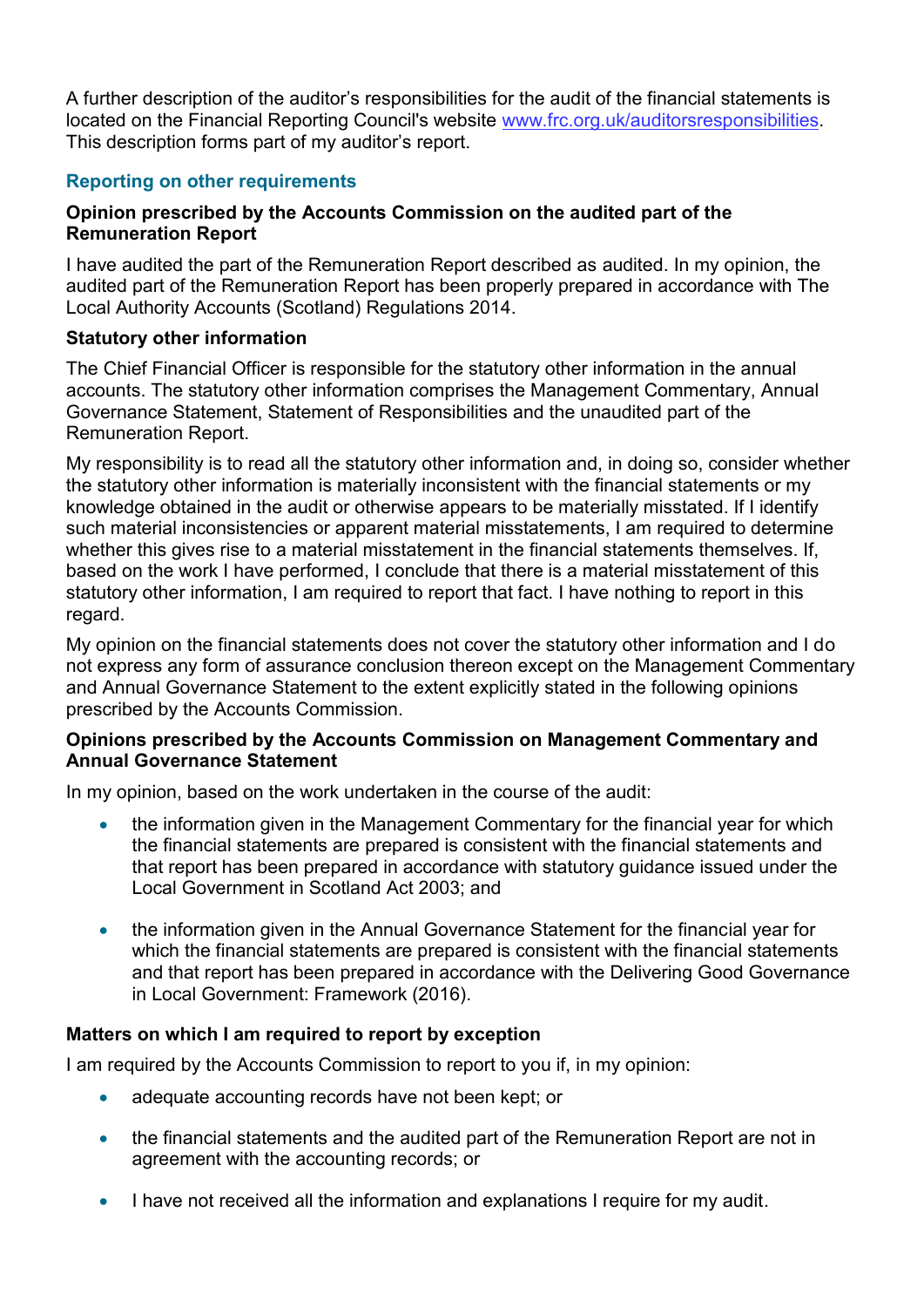A further description of the auditor's responsibilities for the audit of the financial statements is located on the Financial Reporting Council's website [www.frc.org.uk/auditorsresponsibilities](http://www.frc.org.uk/auditorsresponsibilities). This description forms part of my auditor's report.

## Reporting on other requirements

### Opinion prescribed by the Accounts Commission on the audited part of the Remuneration Report

I have audited the part of the Remuneration Report described as audited. In my opinion, the audited part of the Remuneration Report has been properly prepared in accordance with The Local Authority Accounts (Scotland) Regulations 2014.

### Statutory other information

The Chief Financial Officer is responsible for the statutory other information in the annual accounts. The statutory other information comprises the Management Commentary, Annual Governance Statement, Statement of Responsibilities and the unaudited part of the Remuneration Report.

My responsibility is to read all the statutory other information and, in doing so, consider whether the statutory other information is materially inconsistent with the financial statements or my knowledge obtained in the audit or otherwise appears to be materially misstated. If I identify such material inconsistencies or apparent material misstatements, I am required to determine whether this gives rise to a material misstatement in the financial statements themselves. If, based on the work I have performed, I conclude that there is a material misstatement of this statutory other information, I am required to report that fact. I have nothing to report in this regard.

My opinion on the financial statements does not cover the statutory other information and I do not express any form of assurance conclusion thereon except on the Management Commentary and Annual Governance Statement to the extent explicitly stated in the following opinions prescribed by the Accounts Commission.

### Opinions prescribed by the Accounts Commission on Management Commentary and Annual Governance Statement

In my opinion, based on the work undertaken in the course of the audit:

- the information given in the Management Commentary for the financial year for which the financial statements are prepared is consistent with the financial statements and that report has been prepared in accordance with statutory guidance issued under the Local Government in Scotland Act 2003; and
- the information given in the Annual Governance Statement for the financial year for which the financial statements are prepared is consistent with the financial statements and that report has been prepared in accordance with the Delivering Good Governance in Local Government: Framework (2016).

### Matters on which I am required to report by exception

I am required by the Accounts Commission to report to you if, in my opinion:

- adequate accounting records have not been kept; or
- the financial statements and the audited part of the Remuneration Report are not in agreement with the accounting records; or
- I have not received all the information and explanations I require for my audit.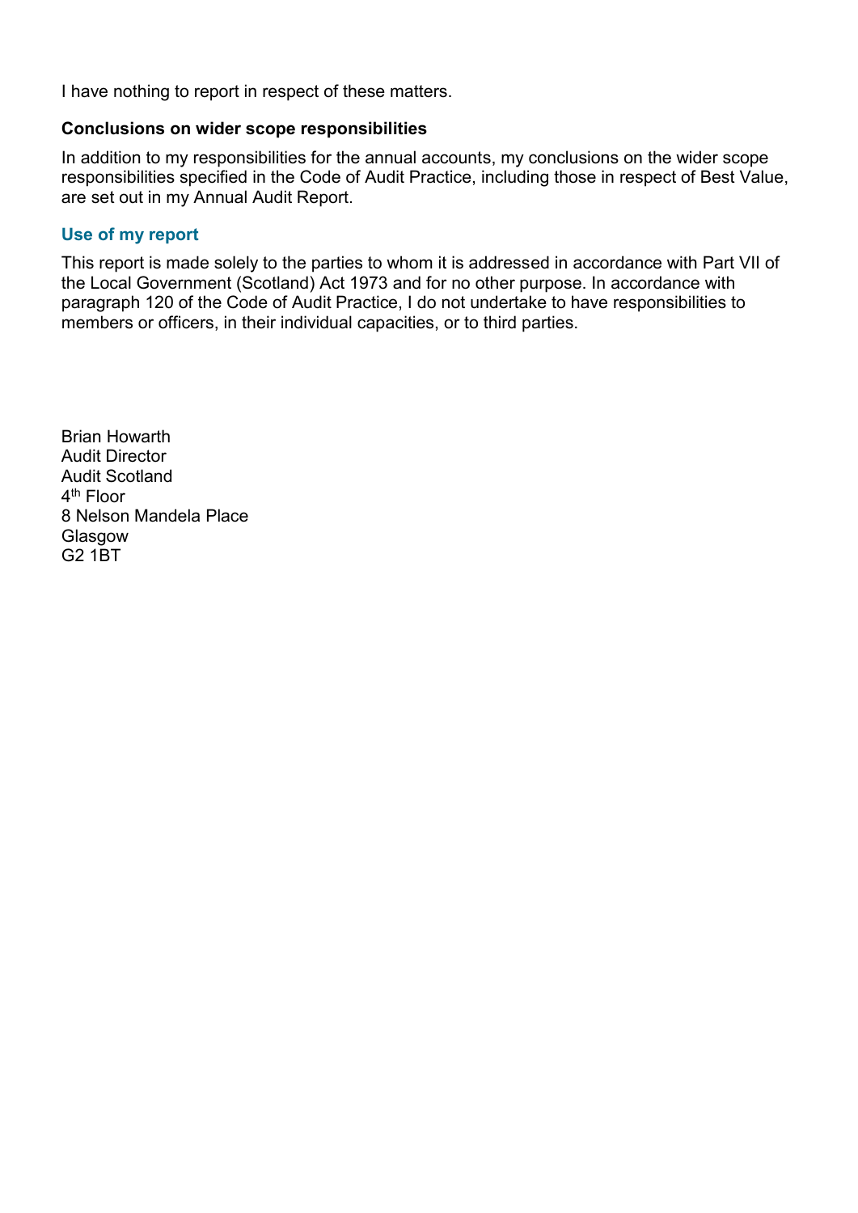I have nothing to report in respect of these matters.

**Conclusions on wider scope responsibilities**

In addition to my responsibilities for the annual accounts, my conclusions on the wider scope responsibilities specified in the Code of Audit Practice, including those in respect of Best Value, are set out in my Annual Audit Report.

## Use of my report

This report is made solely to the parties to whom it is addressed in accordance with Part VII of the Local Government (Scotland) Act 1973 and for no other purpose. In accordance with paragraph 120 of the Code of Audit Practice, I do not undertake to have responsibilities to members or officers, in their individual capacities, or to third parties.

Brian Howarth
Audit Director
Audit Scotland
4th Floor
8 Nelson Mandela Place
Glasgow
G2 1BT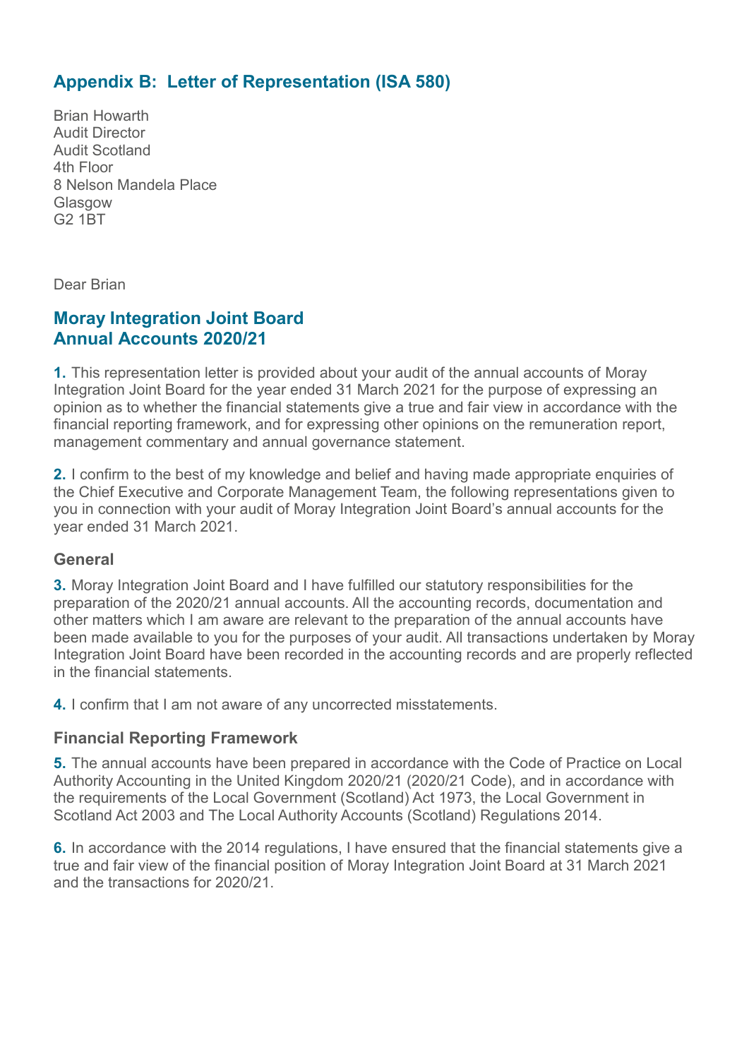## Appendix B: Letter of Representation (ISA 580)

Brian Howarth
Audit Director
Audit Scotland
4th Floor
8 Nelson Mandela Place
Glasgow
G2 1BT

Dear Brian

## Moray Integration Joint Board Annual Accounts 2020/21

**1.** This representation letter is provided about your audit of the annual accounts of Moray Integration Joint Board for the year ended 31 March 2021 for the purpose of expressing an opinion as to whether the financial statements give a true and fair view in accordance with the financial reporting framework, and for expressing other opinions on the remuneration report, management commentary and annual governance statement.

**2.** I confirm to the best of my knowledge and belief and having made appropriate enquiries of the Chief Executive and Corporate Management Team, the following representations given to you in connection with your audit of Moray Integration Joint Board's annual accounts for the year ended 31 March 2021.

### General

**3.** Moray Integration Joint Board and I have fulfilled our statutory responsibilities for the preparation of the 2020/21 annual accounts. All the accounting records, documentation and other matters which I am aware are relevant to the preparation of the annual accounts have been made available to you for the purposes of your audit. All transactions undertaken by Moray Integration Joint Board have been recorded in the accounting records and are properly reflected in the financial statements.

**4.** I confirm that I am not aware of any uncorrected misstatements.

### Financial Reporting Framework

**5.** The annual accounts have been prepared in accordance with the Code of Practice on Local Authority Accounting in the United Kingdom 2020/21 (2020/21 Code), and in accordance with the requirements of the Local Government (Scotland) Act 1973, the Local Government in Scotland Act 2003 and The Local Authority Accounts (Scotland) Regulations 2014.

**6.** In accordance with the 2014 regulations, I have ensured that the financial statements give a true and fair view of the financial position of Moray Integration Joint Board at 31 March 2021 and the transactions for 2020/21.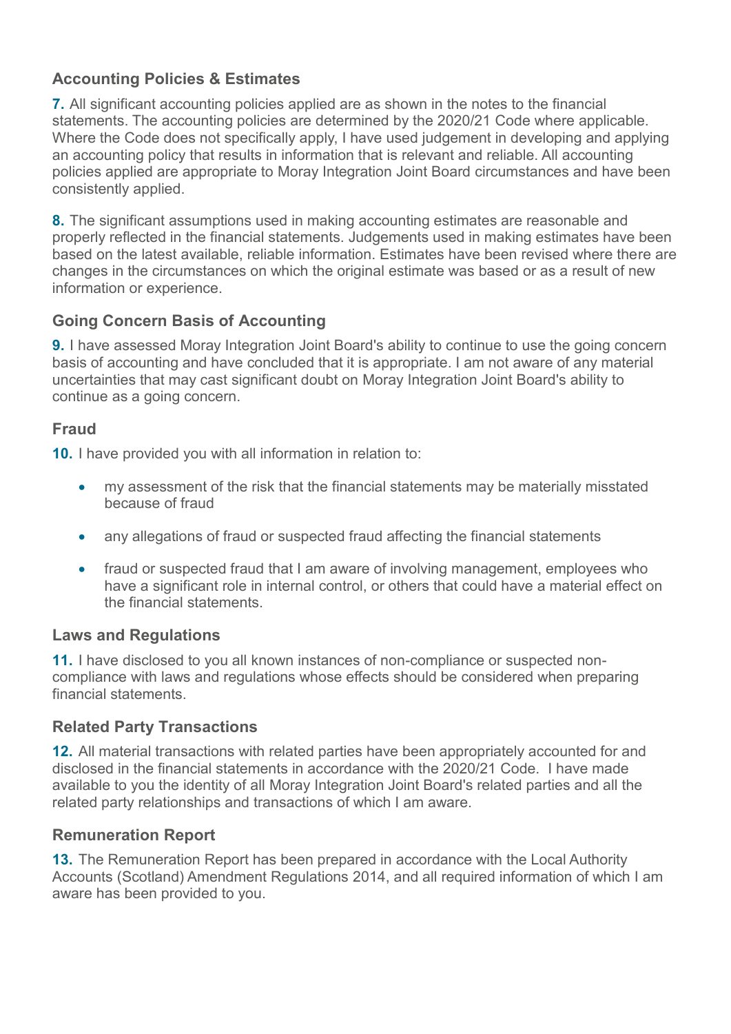### Accounting Policies & Estimates

**7.** All significant accounting policies applied are as shown in the notes to the financial statements. The accounting policies are determined by the 2020/21 Code where applicable. Where the Code does not specifically apply, I have used judgement in developing and applying an accounting policy that results in information that is relevant and reliable. All accounting policies applied are appropriate to Moray Integration Joint Board circumstances and have been consistently applied.

**8.** The significant assumptions used in making accounting estimates are reasonable and properly reflected in the financial statements. Judgements used in making estimates have been based on the latest available, reliable information. Estimates have been revised where there are changes in the circumstances on which the original estimate was based or as a result of new information or experience.

### Going Concern Basis of Accounting

**9.** I have assessed Moray Integration Joint Board's ability to continue to use the going concern basis of accounting and have concluded that it is appropriate. I am not aware of any material uncertainties that may cast significant doubt on Moray Integration Joint Board's ability to continue as a going concern.

### Fraud

**10.** I have provided you with all information in relation to:

- my assessment of the risk that the financial statements may be materially misstated because of fraud
- any allegations of fraud or suspected fraud affecting the financial statements
- fraud or suspected fraud that I am aware of involving management, employees who have a significant role in internal control, or others that could have a material effect on the financial statements.

### Laws and Regulations

**11.** I have disclosed to you all known instances of non-compliance or suspected non-compliance with laws and regulations whose effects should be considered when preparing financial statements.

### Related Party Transactions

**12.** All material transactions with related parties have been appropriately accounted for and disclosed in the financial statements in accordance with the 2020/21 Code. I have made available to you the identity of all Moray Integration Joint Board's related parties and all the related party relationships and transactions of which I am aware.

### Remuneration Report

**13.** The Remuneration Report has been prepared in accordance with the Local Authority Accounts (Scotland) Amendment Regulations 2014, and all required information of which I am aware has been provided to you.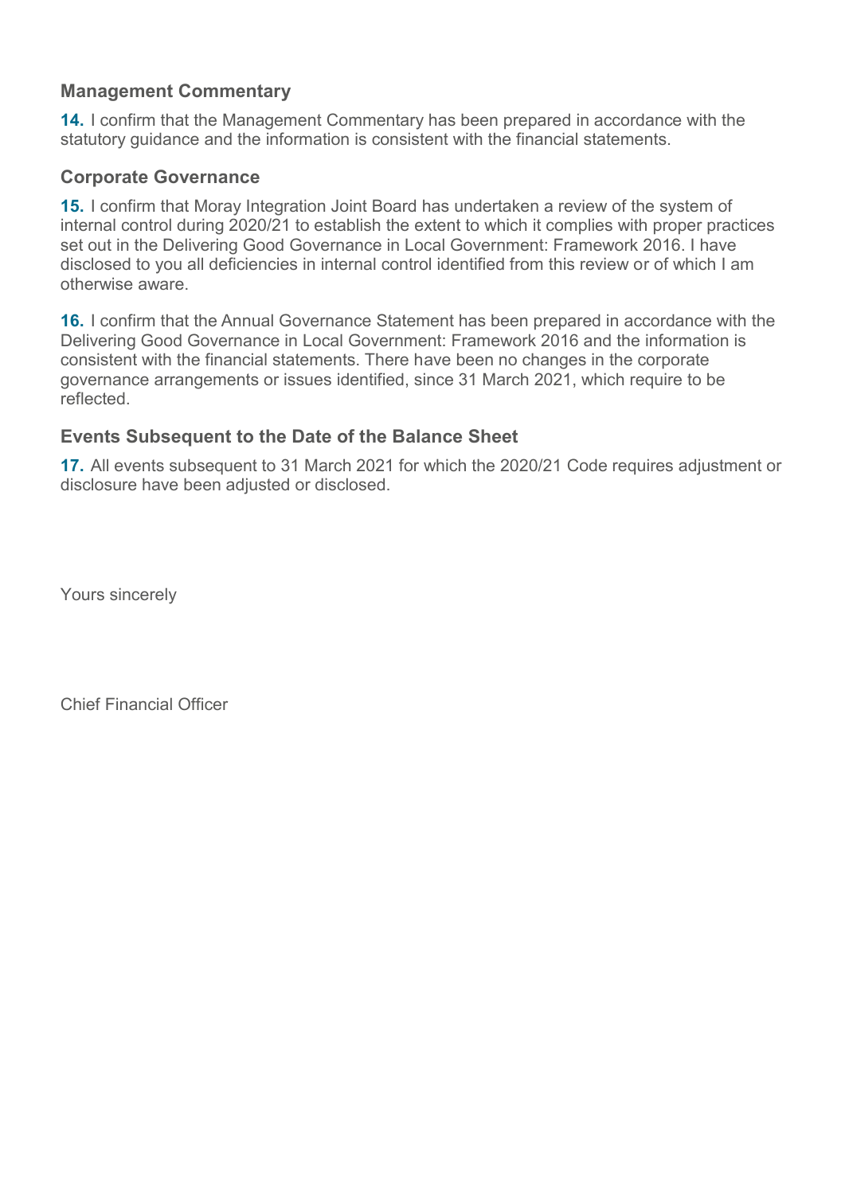### Management Commentary

**14.** I confirm that the Management Commentary has been prepared in accordance with the statutory guidance and the information is consistent with the financial statements.

### Corporate Governance

**15.** I confirm that Moray Integration Joint Board has undertaken a review of the system of internal control during 2020/21 to establish the extent to which it complies with proper practices set out in the Delivering Good Governance in Local Government: Framework 2016. I have disclosed to you all deficiencies in internal control identified from this review or of which I am otherwise aware.

**16.** I confirm that the Annual Governance Statement has been prepared in accordance with the Delivering Good Governance in Local Government: Framework 2016 and the information is consistent with the financial statements. There have been no changes in the corporate governance arrangements or issues identified, since 31 March 2021, which require to be reflected.

### Events Subsequent to the Date of the Balance Sheet

**17.** All events subsequent to 31 March 2021 for which the 2020/21 Code requires adjustment or disclosure have been adjusted or disclosed.

Yours sincerely

Chief Financial Officer